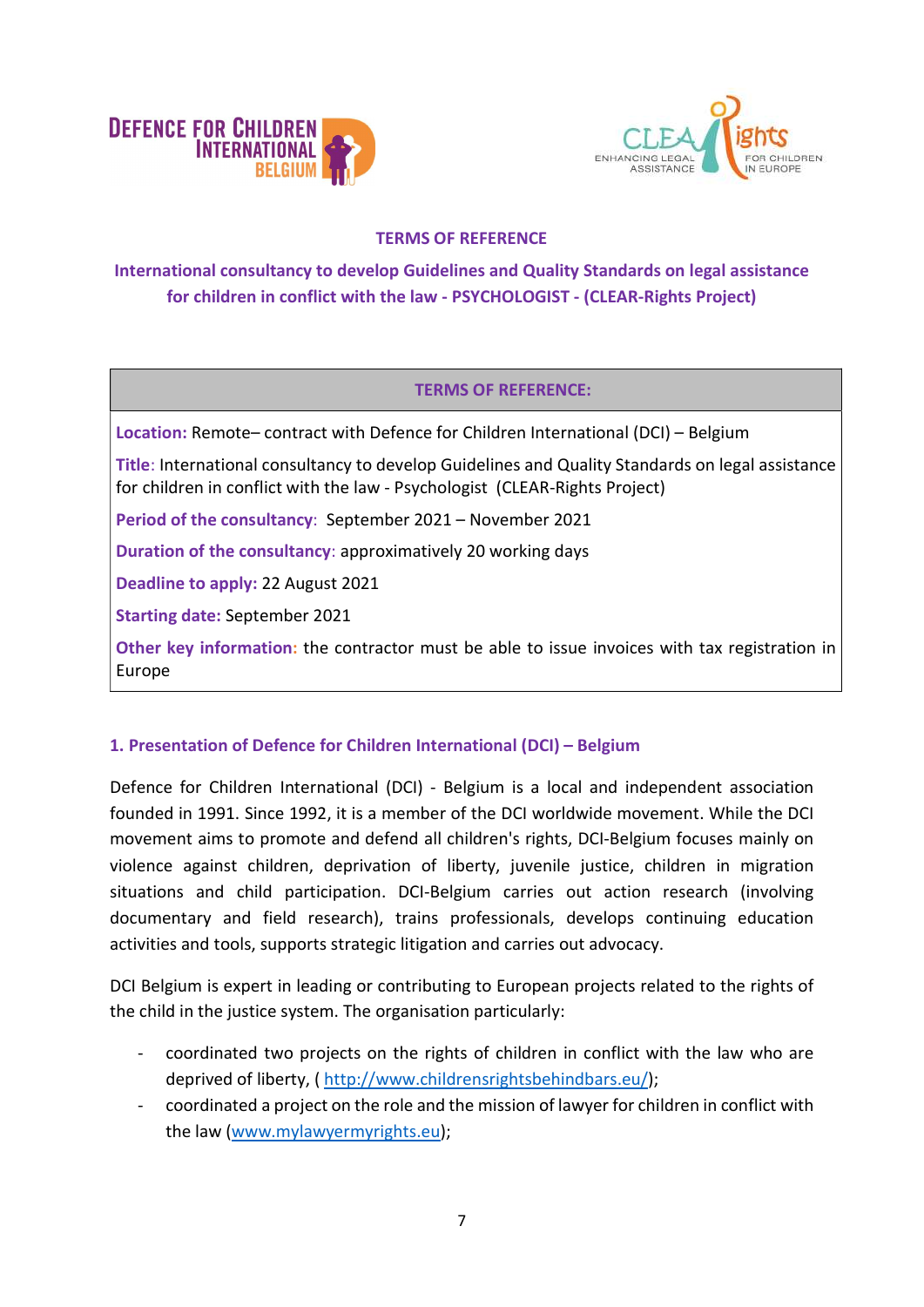## TERMS OF REFERENCE

## International consultancy to develop Guidelines and Quality Standards on legal assistance for children in conflict with the law - PSYCHOLOGIST - (CLEAR-Rights Project)

| TERMS OF REFERENCE: |
|---|
| **Location:** Remote– contract with Defence for Children International (DCI) – Belgium |
| **Title**: International consultancy to develop Guidelines and Quality Standards on legal assistance for children in conflict with the law - Psychologist (CLEAR-Rights Project) |
| **Period of the consultancy**: September 2021 – November 2021 |
| **Duration of the consultancy**: approximatively 20 working days |
| **Deadline to apply:** 22 August 2021 |
| **Starting date:** September 2021 |
| **Other key information:** the contractor must be able to issue invoices with tax registration in Europe |

### 1. Presentation of Defence for Children International (DCI) – Belgium

Defence for Children International (DCI) - Belgium is a local and independent association founded in 1991. Since 1992, it is a member of the DCI worldwide movement. While the DCI movement aims to promote and defend all children's rights, DCI-Belgium focuses mainly on violence against children, deprivation of liberty, juvenile justice, children in migration situations and child participation. DCI-Belgium carries out action research (involving documentary and field research), trains professionals, develops continuing education activities and tools, supports strategic litigation and carries out advocacy.

DCI Belgium is expert in leading or contributing to European projects related to the rights of the child in the justice system. The organisation particularly:

- coordinated two projects on the rights of children in conflict with the law who are deprived of liberty, ( http://www.childrensrightsbehindbars.eu/);
- coordinated a project on the role and the mission of lawyer for children in conflict with the law (www.mylawyermyrights.eu);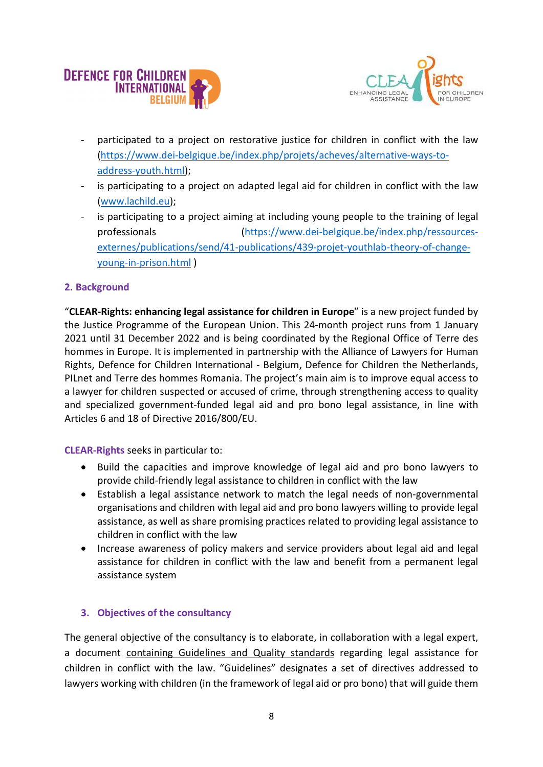- participated to a project on restorative justice for children in conflict with the law (https://www.dei-belgique.be/index.php/projets/acheves/alternative-ways-to-address-youth.html);
- is participating to a project on adapted legal aid for children in conflict with the law (www.lachild.eu);
- is participating to a project aiming at including young people to the training of legal professionals (https://www.dei-belgique.be/index.php/ressources-externes/publications/send/41-publications/439-projet-youthlab-theory-of-change-young-in-prison.html )

## 2. Background

"**CLEAR-Rights: enhancing legal assistance for children in Europe**" is a new project funded by the Justice Programme of the European Union. This 24-month project runs from 1 January 2021 until 31 December 2022 and is being coordinated by the Regional Office of Terre des hommes in Europe. It is implemented in partnership with the Alliance of Lawyers for Human Rights, Defence for Children International - Belgium, Defence for Children the Netherlands, PILnet and Terre des hommes Romania. The project's main aim is to improve equal access to a lawyer for children suspected or accused of crime, through strengthening access to quality and specialized government-funded legal aid and pro bono legal assistance, in line with Articles 6 and 18 of Directive 2016/800/EU.

CLEAR-Rights seeks in particular to:

- Build the capacities and improve knowledge of legal aid and pro bono lawyers to provide child-friendly legal assistance to children in conflict with the law
- Establish a legal assistance network to match the legal needs of non-governmental organisations and children with legal aid and pro bono lawyers willing to provide legal assistance, as well as share promising practices related to providing legal assistance to children in conflict with the law
- Increase awareness of policy makers and service providers about legal aid and legal assistance for children in conflict with the law and benefit from a permanent legal assistance system

## 3. Objectives of the consultancy

The general objective of the consultancy is to elaborate, in collaboration with a legal expert, a document containing Guidelines and Quality standards regarding legal assistance for children in conflict with the law. "Guidelines" designates a set of directives addressed to lawyers working with children (in the framework of legal aid or pro bono) that will guide them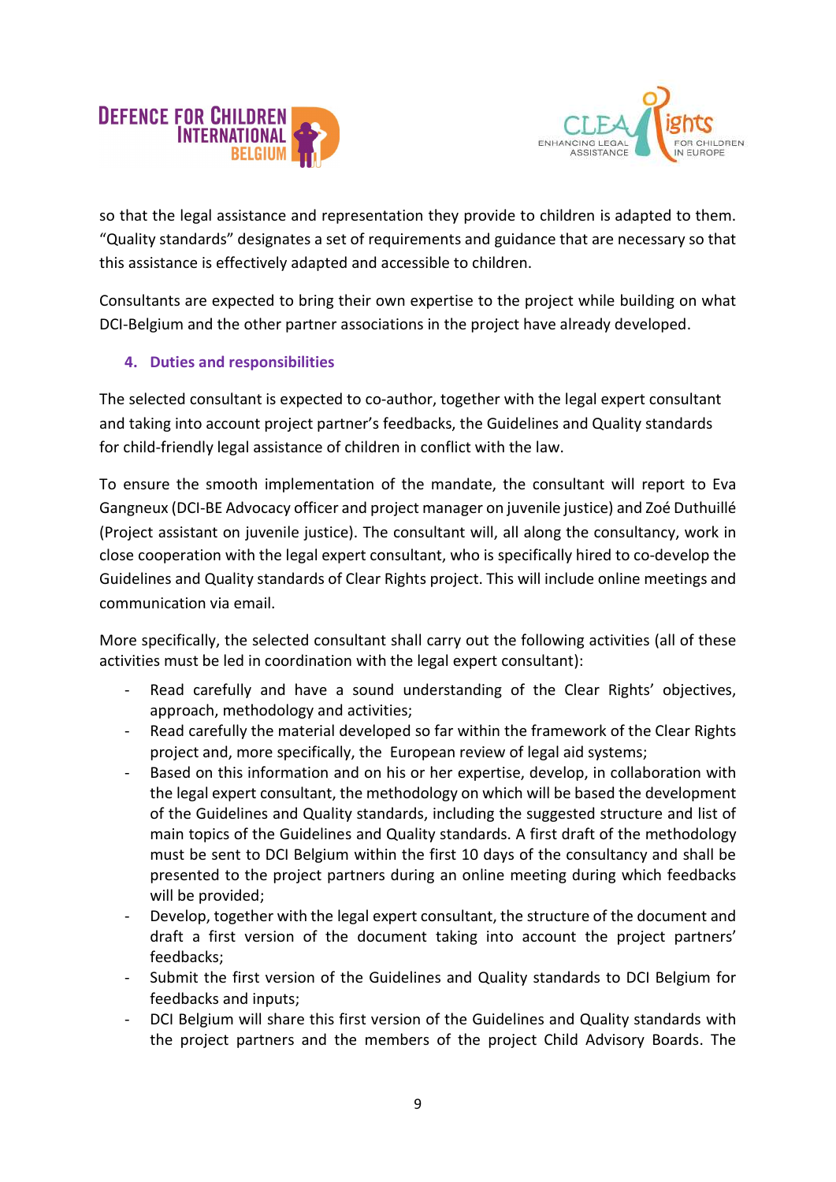so that the legal assistance and representation they provide to children is adapted to them. “Quality standards” designates a set of requirements and guidance that are necessary so that this assistance is effectively adapted and accessible to children.

Consultants are expected to bring their own expertise to the project while building on what DCI-Belgium and the other partner associations in the project have already developed.

### 4. Duties and responsibilities

The selected consultant is expected to co-author, together with the legal expert consultant and taking into account project partner’s feedbacks, the Guidelines and Quality standards for child-friendly legal assistance of children in conflict with the law.

To ensure the smooth implementation of the mandate, the consultant will report to Eva Gangneux (DCI-BE Advocacy officer and project manager on juvenile justice) and Zoé Duthuillé (Project assistant on juvenile justice). The consultant will, all along the consultancy, work in close cooperation with the legal expert consultant, who is specifically hired to co-develop the Guidelines and Quality standards of Clear Rights project. This will include online meetings and communication via email.

More specifically, the selected consultant shall carry out the following activities (all of these activities must be led in coordination with the legal expert consultant):

- Read carefully and have a sound understanding of the Clear Rights’ objectives, approach, methodology and activities;
- Read carefully the material developed so far within the framework of the Clear Rights project and, more specifically, the European review of legal aid systems;
- Based on this information and on his or her expertise, develop, in collaboration with the legal expert consultant, the methodology on which will be based the development of the Guidelines and Quality standards, including the suggested structure and list of main topics of the Guidelines and Quality standards. A first draft of the methodology must be sent to DCI Belgium within the first 10 days of the consultancy and shall be presented to the project partners during an online meeting during which feedbacks will be provided;
- Develop, together with the legal expert consultant, the structure of the document and draft a first version of the document taking into account the project partners’ feedbacks;
- Submit the first version of the Guidelines and Quality standards to DCI Belgium for feedbacks and inputs;
- DCI Belgium will share this first version of the Guidelines and Quality standards with the project partners and the members of the project Child Advisory Boards. The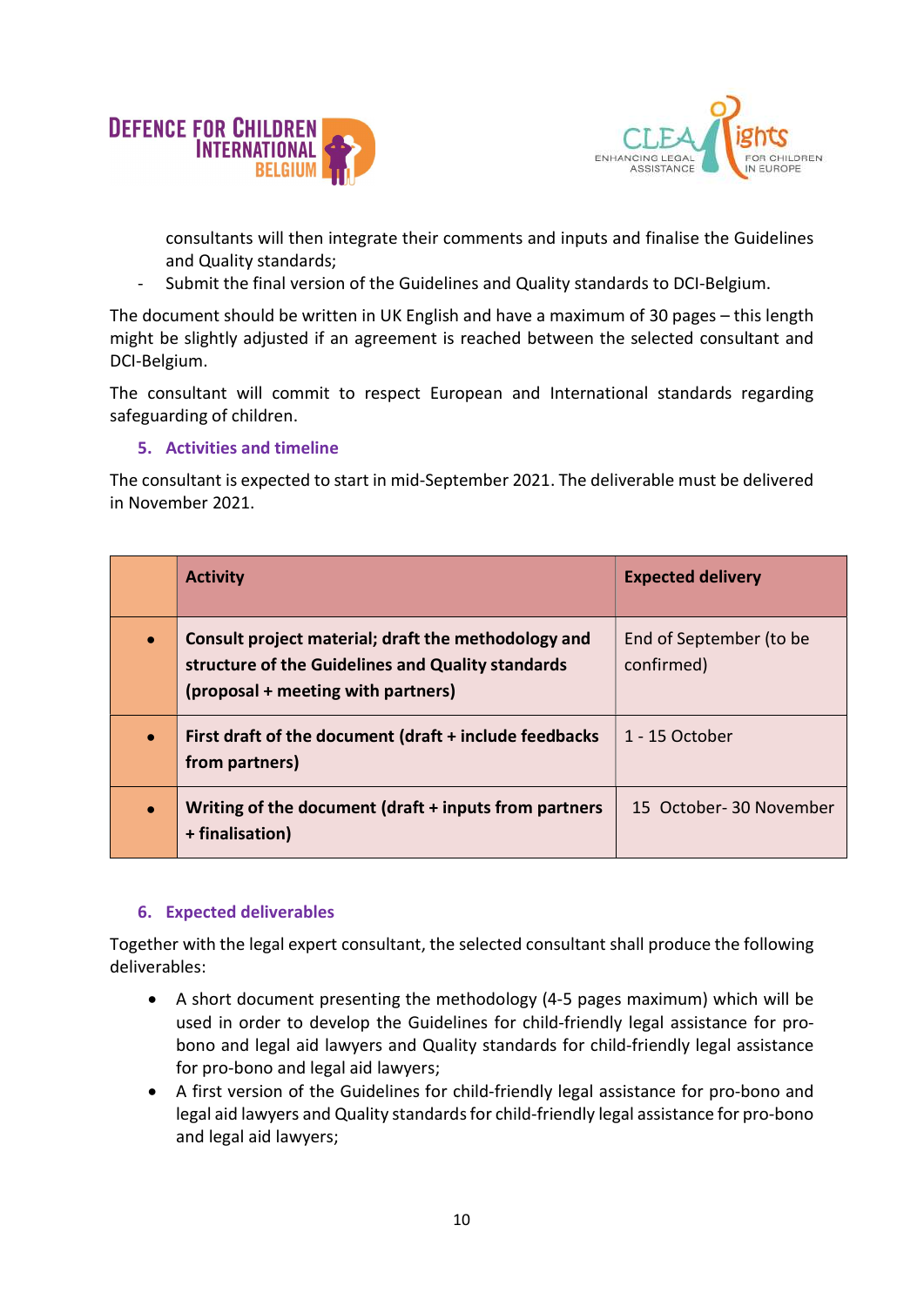consultants will then integrate their comments and inputs and finalise the Guidelines and Quality standards;

- Submit the final version of the Guidelines and Quality standards to DCI-Belgium.

The document should be written in UK English and have a maximum of 30 pages – this length might be slightly adjusted if an agreement is reached between the selected consultant and DCI-Belgium.

The consultant will commit to respect European and International standards regarding safeguarding of children.

### 5. Activities and timeline

The consultant is expected to start in mid-September 2021. The deliverable must be delivered in November 2021.

| | Activity | Expected delivery |
|---|---|---|
| • | **Consult project material; draft the methodology and structure of the Guidelines and Quality standards (proposal + meeting with partners)** | End of September (to be confirmed) |
| • | **First draft of the document (draft + include feedbacks from partners)** | 1 - 15 October |
| • | **Writing of the document (draft + inputs from partners + finalisation)** | 15 October- 30 November |

### 6. Expected deliverables

Together with the legal expert consultant, the selected consultant shall produce the following deliverables:

- A short document presenting the methodology (4-5 pages maximum) which will be used in order to develop the Guidelines for child-friendly legal assistance for pro-bono and legal aid lawyers and Quality standards for child-friendly legal assistance for pro-bono and legal aid lawyers;
- A first version of the Guidelines for child-friendly legal assistance for pro-bono and legal aid lawyers and Quality standards for child-friendly legal assistance for pro-bono and legal aid lawyers;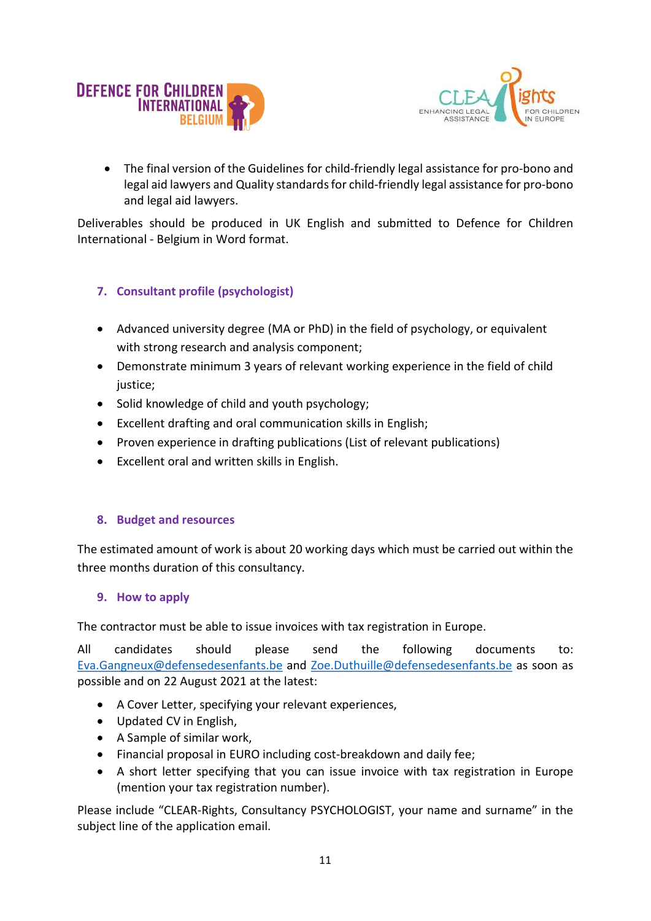- The final version of the Guidelines for child-friendly legal assistance for pro-bono and legal aid lawyers and Quality standards for child-friendly legal assistance for pro-bono and legal aid lawyers.

Deliverables should be produced in UK English and submitted to Defence for Children International - Belgium in Word format.

## 7. Consultant profile (psychologist)

- Advanced university degree (MA or PhD) in the field of psychology, or equivalent with strong research and analysis component;
- Demonstrate minimum 3 years of relevant working experience in the field of child justice;
- Solid knowledge of child and youth psychology;
- Excellent drafting and oral communication skills in English;
- Proven experience in drafting publications (List of relevant publications)
- Excellent oral and written skills in English.

## 8. Budget and resources

The estimated amount of work is about 20 working days which must be carried out within the three months duration of this consultancy.

## 9. How to apply

The contractor must be able to issue invoices with tax registration in Europe.

All candidates should please send the following documents to: Eva.Gangneux@defensedesenfants.be and Zoe.Duthuille@defensedesenfants.be as soon as possible and on 22 August 2021 at the latest:

- A Cover Letter, specifying your relevant experiences,
- Updated CV in English,
- A Sample of similar work,
- Financial proposal in EURO including cost-breakdown and daily fee;
- A short letter specifying that you can issue invoice with tax registration in Europe (mention your tax registration number).

Please include "CLEAR-Rights, Consultancy PSYCHOLOGIST, your name and surname" in the subject line of the application email.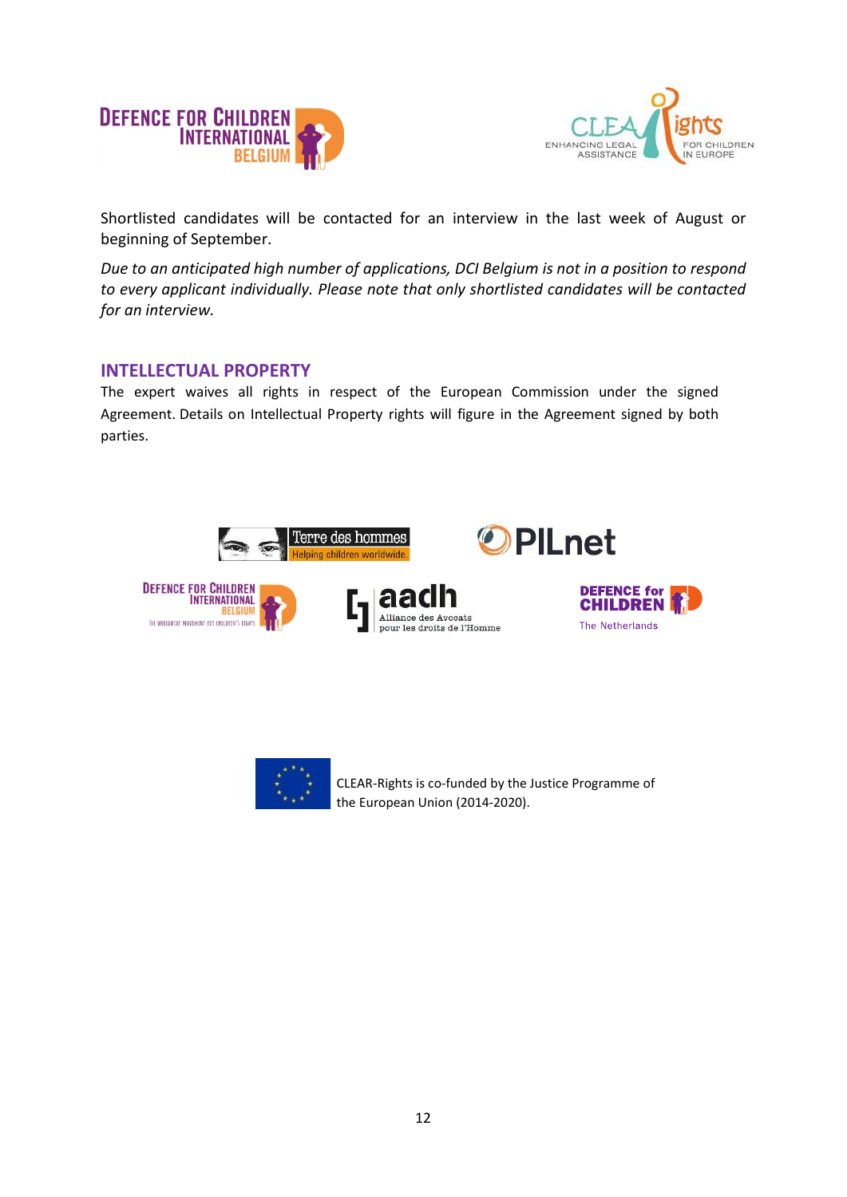Shortlisted candidates will be contacted for an interview in the last week of August or beginning of September.

*Due to an anticipated high number of applications, DCI Belgium is not in a position to respond to every applicant individually. Please note that only shortlisted candidates will be contacted for an interview.*

## INTELLECTUAL PROPERTY

The expert waives all rights in respect of the European Commission under the signed Agreement. Details on Intellectual Property rights will figure in the Agreement signed by both parties.

CLEAR-Rights is co-funded by the Justice Programme of the European Union (2014-2020).